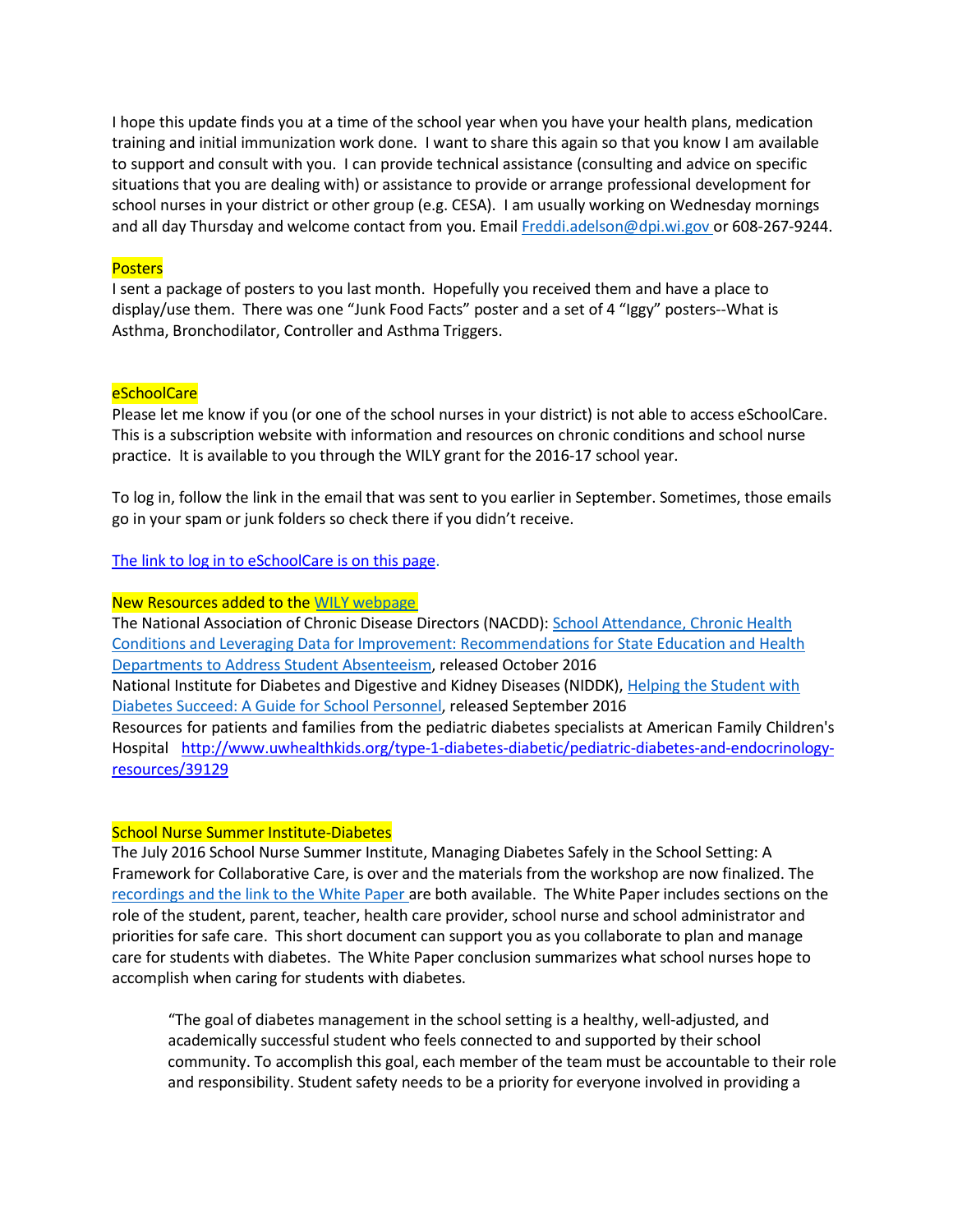I hope this update finds you at a time of the school year when you have your health plans, medication training and initial immunization work done. I want to share this again so that you know I am available to support and consult with you. I can provide technical assistance (consulting and advice on specific situations that you are dealing with) or assistance to provide or arrange professional development for school nurses in your district or other group (e.g. CESA). I am usually working on Wednesday mornings and all day Thursday and welcome contact from you. Email Freddi.adelson@dpi.wi.gov or 608-267-9244.

## Posters

I sent a package of posters to you last month. Hopefully you received them and have a place to display/use them. There was one "Junk Food Facts" poster and a set of 4 "Iggy" posters--What is Asthma, Bronchodilator, Controller and Asthma Triggers.

## eSchoolCare

Please let me know if you (or one of the school nurses in your district) is not able to access eSchoolCare. This is a subscription website with information and resources on chronic conditions and school nurse practice. It is available to you through the WILY grant for the 2016-17 school year.

To log in, follow the link in the email that was sent to you earlier in September. Sometimes, those emails go in your spam or junk folders so check there if you didn't receive.

The link to log in to eSchoolCare is on this page.

## New Resources added to the WILY webpage

The National Association of Chronic Disease Directors (NACDD): School Attendance, Chronic Health Conditions and Leveraging Data for Improvement: Recommendations for State Education and Health Departments to Address Student Absenteeism, released October 2016

National Institute for Diabetes and Digestive and Kidney Diseases (NIDDK), Helping the Student with Diabetes Succeed: A Guide for School Personnel, released September 2016

Resources for patients and families from the pediatric diabetes specialists at American Family Children's Hospital http://www.uwhealthkids.org/type-1-diabetes-diabetic/pediatric-diabetes-and-endocrinology-resources/39129

## School Nurse Summer Institute-Diabetes

The July 2016 School Nurse Summer Institute, Managing Diabetes Safely in the School Setting: A Framework for Collaborative Care, is over and the materials from the workshop are now finalized. The recordings and the link to the White Paper are both available. The White Paper includes sections on the role of the student, parent, teacher, health care provider, school nurse and school administrator and priorities for safe care. This short document can support you as you collaborate to plan and manage care for students with diabetes. The White Paper conclusion summarizes what school nurses hope to accomplish when caring for students with diabetes.

> "The goal of diabetes management in the school setting is a healthy, well-adjusted, and academically successful student who feels connected to and supported by their school community. To accomplish this goal, each member of the team must be accountable to their role and responsibility. Student safety needs to be a priority for everyone involved in providing a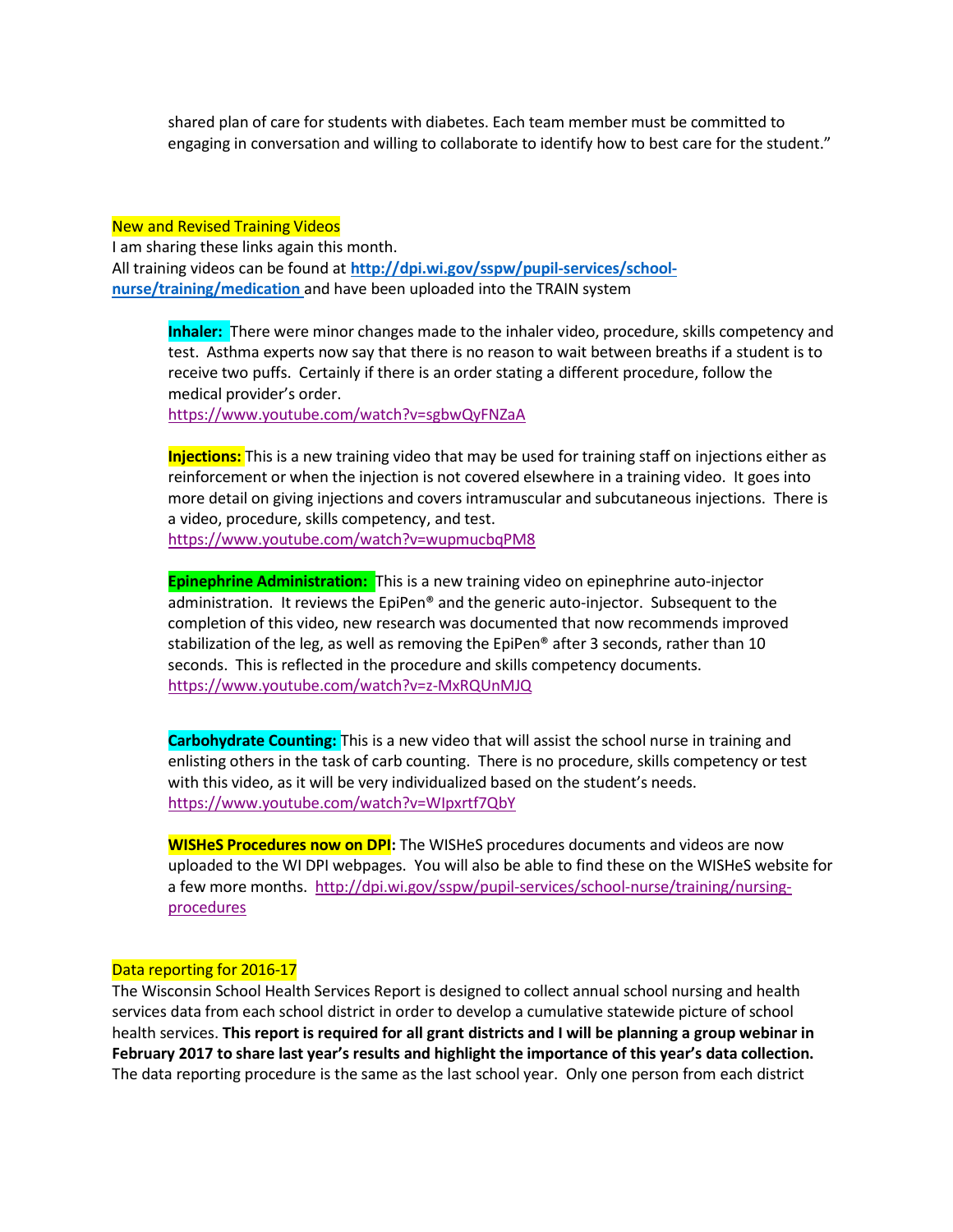shared plan of care for students with diabetes. Each team member must be committed to engaging in conversation and willing to collaborate to identify how to best care for the student."

## New and Revised Training Videos

I am sharing these links again this month.
All training videos can be found at **http://dpi.wi.gov/sspw/pupil-services/school-nurse/training/medication** and have been uploaded into the TRAIN system

**Inhaler:** There were minor changes made to the inhaler video, procedure, skills competency and test. Asthma experts now say that there is no reason to wait between breaths if a student is to receive two puffs. Certainly if there is an order stating a different procedure, follow the medical provider's order.
https://www.youtube.com/watch?v=sgbwQyFNZaA

**Injections:** This is a new training video that may be used for training staff on injections either as reinforcement or when the injection is not covered elsewhere in a training video. It goes into more detail on giving injections and covers intramuscular and subcutaneous injections. There is a video, procedure, skills competency, and test.
https://www.youtube.com/watch?v=wupmucbqPM8

**Epinephrine Administration:** This is a new training video on epinephrine auto-injector administration. It reviews the EpiPen® and the generic auto-injector. Subsequent to the completion of this video, new research was documented that now recommends improved stabilization of the leg, as well as removing the EpiPen® after 3 seconds, rather than 10 seconds. This is reflected in the procedure and skills competency documents.
https://www.youtube.com/watch?v=z-MxRQUnMJQ

**Carbohydrate Counting:** This is a new video that will assist the school nurse in training and enlisting others in the task of carb counting. There is no procedure, skills competency or test with this video, as it will be very individualized based on the student's needs.
https://www.youtube.com/watch?v=WIpxrtf7QbY

**WISHeS Procedures now on DPI:** The WISHeS procedures documents and videos are now uploaded to the WI DPI webpages. You will also be able to find these on the WISHeS website for a few more months. http://dpi.wi.gov/sspw/pupil-services/school-nurse/training/nursing-procedures

## Data reporting for 2016-17

The Wisconsin School Health Services Report is designed to collect annual school nursing and health services data from each school district in order to develop a cumulative statewide picture of school health services. **This report is required for all grant districts and I will be planning a group webinar in February 2017 to share last year's results and highlight the importance of this year's data collection.** The data reporting procedure is the same as the last school year. Only one person from each district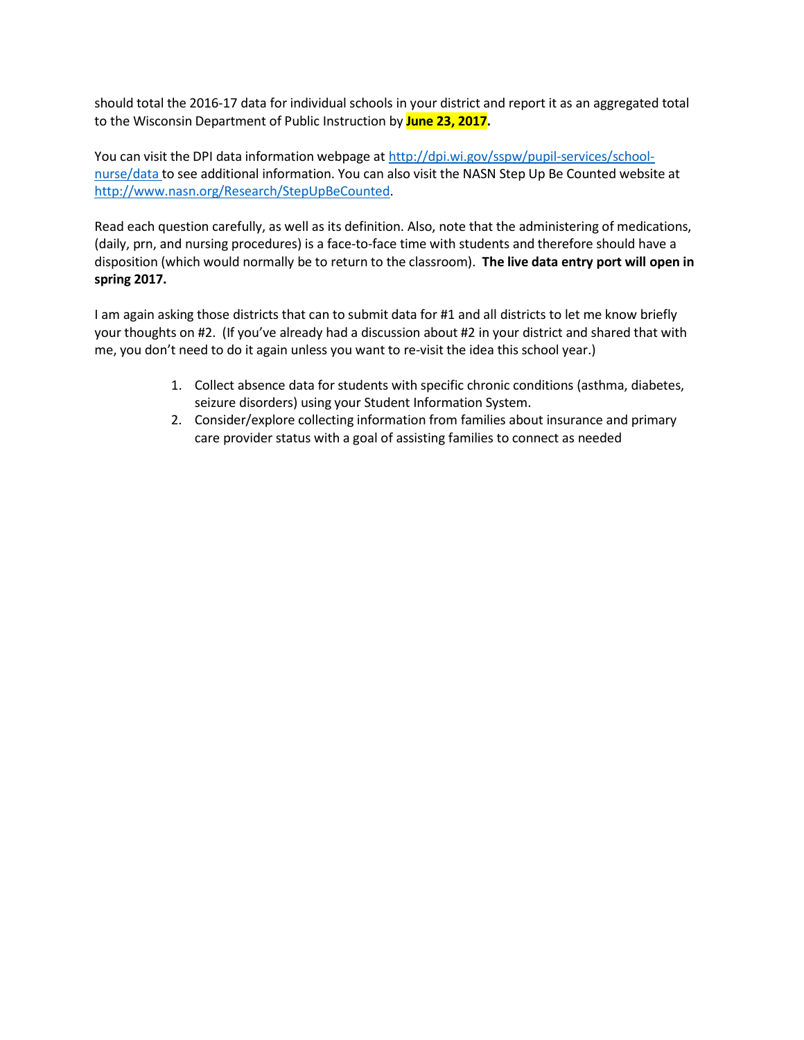should total the 2016-17 data for individual schools in your district and report it as an aggregated total to the Wisconsin Department of Public Instruction by **June 23, 2017.**

You can visit the DPI data information webpage at [http://dpi.wi.gov/sspw/pupil-services/school-nurse/data](http://dpi.wi.gov/sspw/pupil-services/school-nurse/data) to see additional information. You can also visit the NASN Step Up Be Counted website at [http://www.nasn.org/Research/StepUpBeCounted](http://www.nasn.org/Research/StepUpBeCounted).

Read each question carefully, as well as its definition. Also, note that the administering of medications, (daily, prn, and nursing procedures) is a face-to-face time with students and therefore should have a disposition (which would normally be to return to the classroom). **The live data entry port will open in spring 2017.**

I am again asking those districts that can to submit data for #1 and all districts to let me know briefly your thoughts on #2. (If you've already had a discussion about #2 in your district and shared that with me, you don't need to do it again unless you want to re-visit the idea this school year.)

1. Collect absence data for students with specific chronic conditions (asthma, diabetes, seizure disorders) using your Student Information System.
2. Consider/explore collecting information from families about insurance and primary care provider status with a goal of assisting families to connect as needed